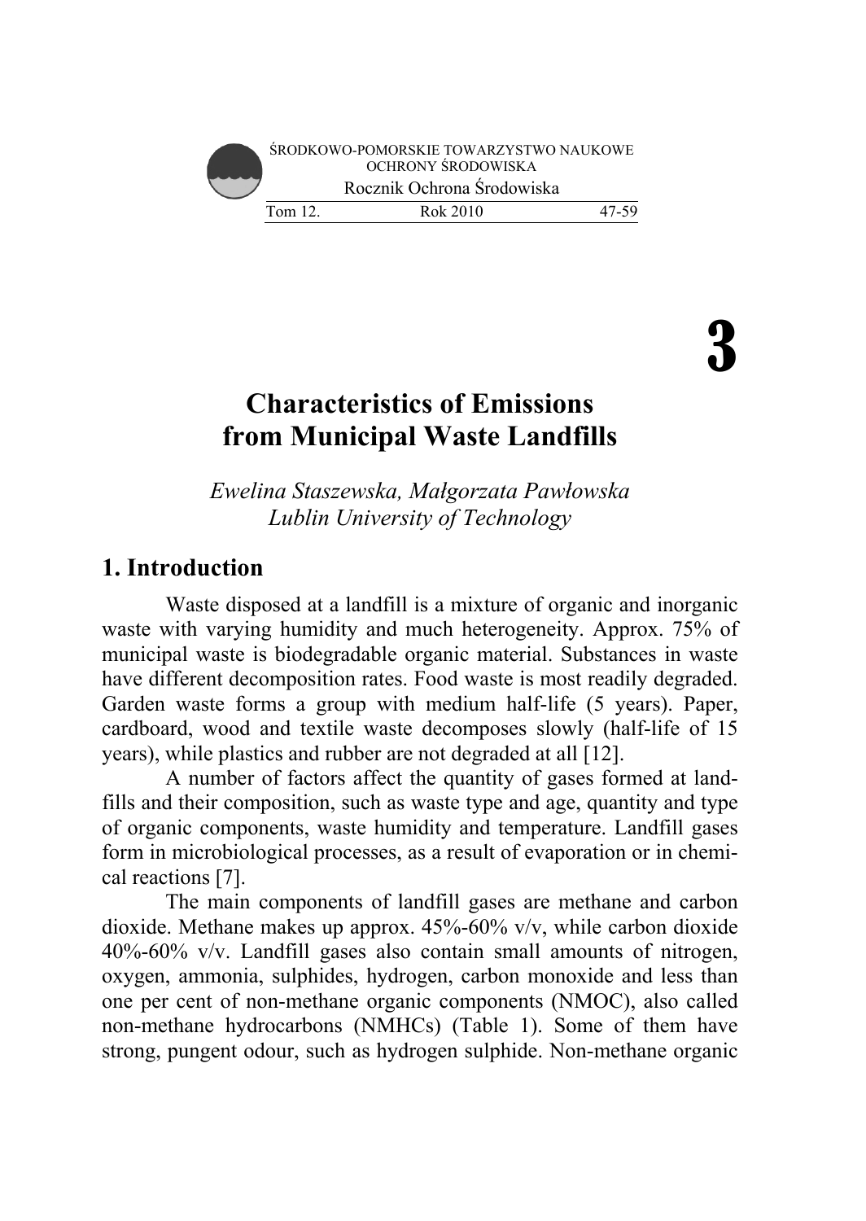# 3

# Characteristics of Emissions from Municipal Waste Landfills

*Ewelina Staszewska, Małgorzata Pawłowska*
*Lublin University of Technology*

## 1. Introduction

Waste disposed at a landfill is a mixture of organic and inorganic waste with varying humidity and much heterogeneity. Approx. 75% of municipal waste is biodegradable organic material. Substances in waste have different decomposition rates. Food waste is most readily degraded. Garden waste forms a group with medium half-life (5 years). Paper, cardboard, wood and textile waste decomposes slowly (half-life of 15 years), while plastics and rubber are not degraded at all [12].

A number of factors affect the quantity of gases formed at landfills and their composition, such as waste type and age, quantity and type of organic components, waste humidity and temperature. Landfill gases form in microbiological processes, as a result of evaporation or in chemical reactions [7].

The main components of landfill gases are methane and carbon dioxide. Methane makes up approx. 45%-60% v/v, while carbon dioxide 40%-60% v/v. Landfill gases also contain small amounts of nitrogen, oxygen, ammonia, sulphides, hydrogen, carbon monoxide and less than one per cent of non-methane organic components (NMOC), also called non-methane hydrocarbons (NMHCs) (Table 1). Some of them have strong, pungent odour, such as hydrogen sulphide. Non-methane organic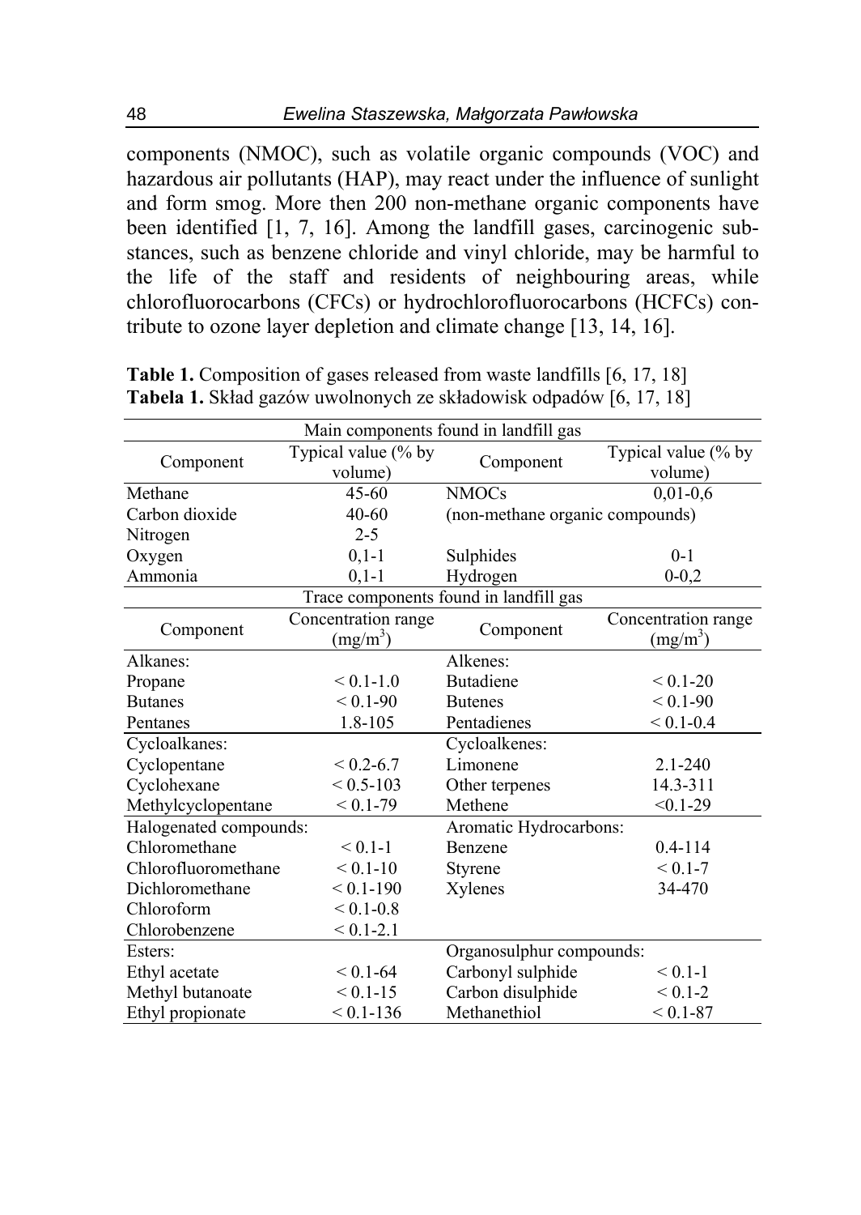components (NMOC), such as volatile organic compounds (VOC) and hazardous air pollutants (HAP), may react under the influence of sunlight and form smog. More then 200 non-methane organic components have been identified [1, 7, 16]. Among the landfill gases, carcinogenic substances, such as benzene chloride and vinyl chloride, may be harmful to the life of the staff and residents of neighbouring areas, while chlorofluorocarbons (CFCs) or hydrochlorofluorocarbons (HCFCs) contribute to ozone layer depletion and climate change [13, 14, 16].

**Table 1.** Composition of gases released from waste landfills [6, 17, 18]
**Tabela 1.** Skład gazów uwolnionych ze składowisk odpadów [6, 17, 18]

| Main components found in landfill gas | | | |
|---|---|---|---|
| Component | Typical value (% by volume) | Component | Typical value (% by volume) |
| Methane | 45-60 | NMOCs | 0,01-0,6 |
| Carbon dioxide | 40-60 | (non-methane organic compounds) | |
| Nitrogen | 2-5 | | |
| Oxygen | 0,1-1 | Sulphides | 0-1 |
| Ammonia | 0,1-1 | Hydrogen | 0-0,2 |
| **Trace components found in landfill gas** | | | |
| Component | Concentration range ($mg/m^3$) | Component | Concentration range ($mg/m^3$) |
| Alkanes: | | Alkenes: | |
| Propane | < 0.1-1.0 | Butadiene | < 0.1-20 |
| Butanes | < 0.1-90 | Butenes | < 0.1-90 |
| Pentanes | 1.8-105 | Pentadienes | < 0.1-0.4 |
| Cycloalkanes: | | Cycloalkenes: | |
| Cyclopentane | < 0.2-6.7 | Limonene | 2.1-240 |
| Cyclohexane | < 0.5-103 | Other terpenes | 14.3-311 |
| Methylcyclopentane | < 0.1-79 | Methene | <0.1-29 |
| Halogenated compounds: | | Aromatic Hydrocarbons: | |
| Chloromethane | < 0.1-1 | Benzene | 0.4-114 |
| Chlorofluoromethane | < 0.1-10 | Styrene | < 0.1-7 |
| Dichloromethane | < 0.1-190 | Xylenes | 34-470 |
| Chloroform | < 0.1-0.8 | | |
| Chlorobenzene | < 0.1-2.1 | | |
| Esters: | | Organosulphur compounds: | |
| Ethyl acetate | < 0.1-64 | Carbonyl sulphide | < 0.1-1 |
| Methyl butanoate | < 0.1-15 | Carbon disulphide | < 0.1-2 |
| Ethyl propionate | < 0.1-136 | Methanethiol | < 0.1-87 |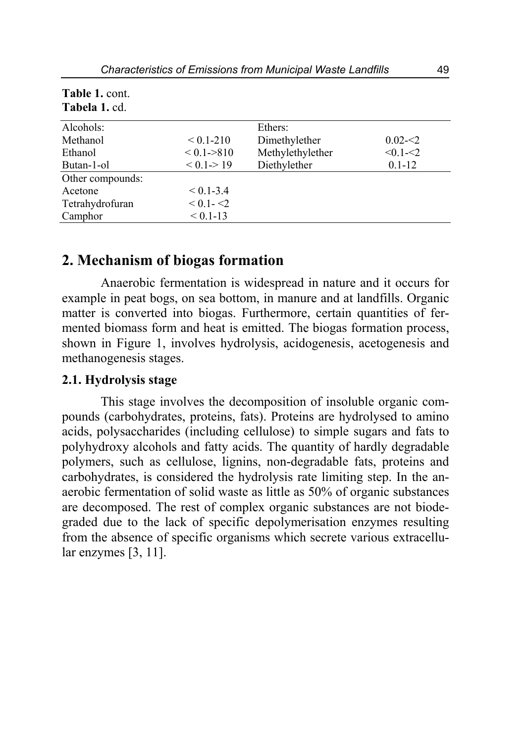**Table 1.** cont.
**Tabela 1.** cd.

| Alcohols: | | Ethers: | |
|---|---|---|---|
| Methanol | < 0.1-210 | Dimethylether | 0.02-<2 |
| Ethanol | < 0.1->810 | Methylethylether | <0.1-<2 |
| Butan-1-ol | < 0.1-> 19 | Diethylether | 0.1-12 |
| Other compounds: | | | |
| Acetone | < 0.1-3.4 | | |
| Tetrahydrofuran | < 0.1- <2 | | |
| Camphor | < 0.1-13 | | |

## 2. Mechanism of biogas formation

Anaerobic fermentation is widespread in nature and it occurs for example in peat bogs, on sea bottom, in manure and at landfills. Organic matter is converted into biogas. Furthermore, certain quantities of fermented biomass form and heat is emitted. The biogas formation process, shown in Figure 1, involves hydrolysis, acidogenesis, acetogenesis and methanogenesis stages.

### 2.1. Hydrolysis stage

This stage involves the decomposition of insoluble organic compounds (carbohydrates, proteins, fats). Proteins are hydrolysed to amino acids, polysaccharides (including cellulose) to simple sugars and fats to polyhydroxy alcohols and fatty acids. The quantity of hardly degradable polymers, such as cellulose, lignins, non-degradable fats, proteins and carbohydrates, is considered the hydrolysis rate limiting step. In the anaerobic fermentation of solid waste as little as 50% of organic substances are decomposed. The rest of complex organic substances are not biodegraded due to the lack of specific depolymerisation enzymes resulting from the absence of specific organisms which secrete various extracellular enzymes [3, 11].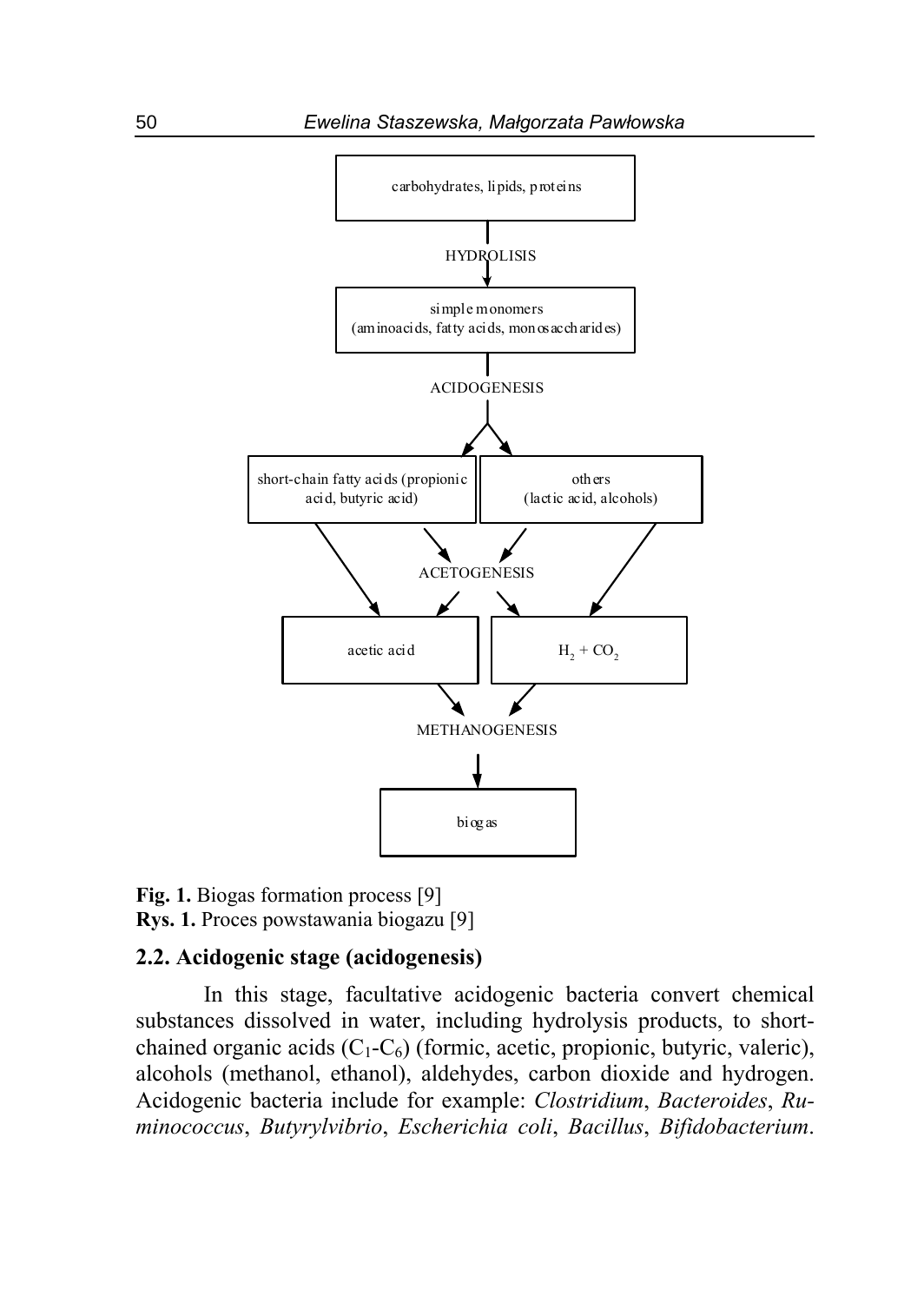carbohydrates, lipids, proteins

HYDROLISIS

simple monomers
(aminoacids, fatty acids, monosaccharides)

ACIDOGENESIS

short-chain fatty acids (propionic acid, butyric acid)

others
(lactic acid, alcohols)

ACETOGENESIS

acetic acid

$H_2 + CO_2$

METHANOGENESIS

biogas

**Fig. 1.** Biogas formation process [9]
**Rys. 1.** Proces powstawania biogazu [9]

## 2.2. Acidogenic stage (acidogenesis)

In this stage, facultative acidogenic bacteria convert chemical substances dissolved in water, including hydrolysis products, to short-chained organic acids ($C_1$-$C_6$) (formic, acetic, propionic, butyric, valeric), alcohols (methanol, ethanol), aldehydes, carbon dioxide and hydrogen. Acidogenic bacteria include for example: *Clostridium*, *Bacteroides*, *Ruminococcus*, *Butyrylvibrio*, *Escherichia coli*, *Bacillus*, *Bifidobacterium*.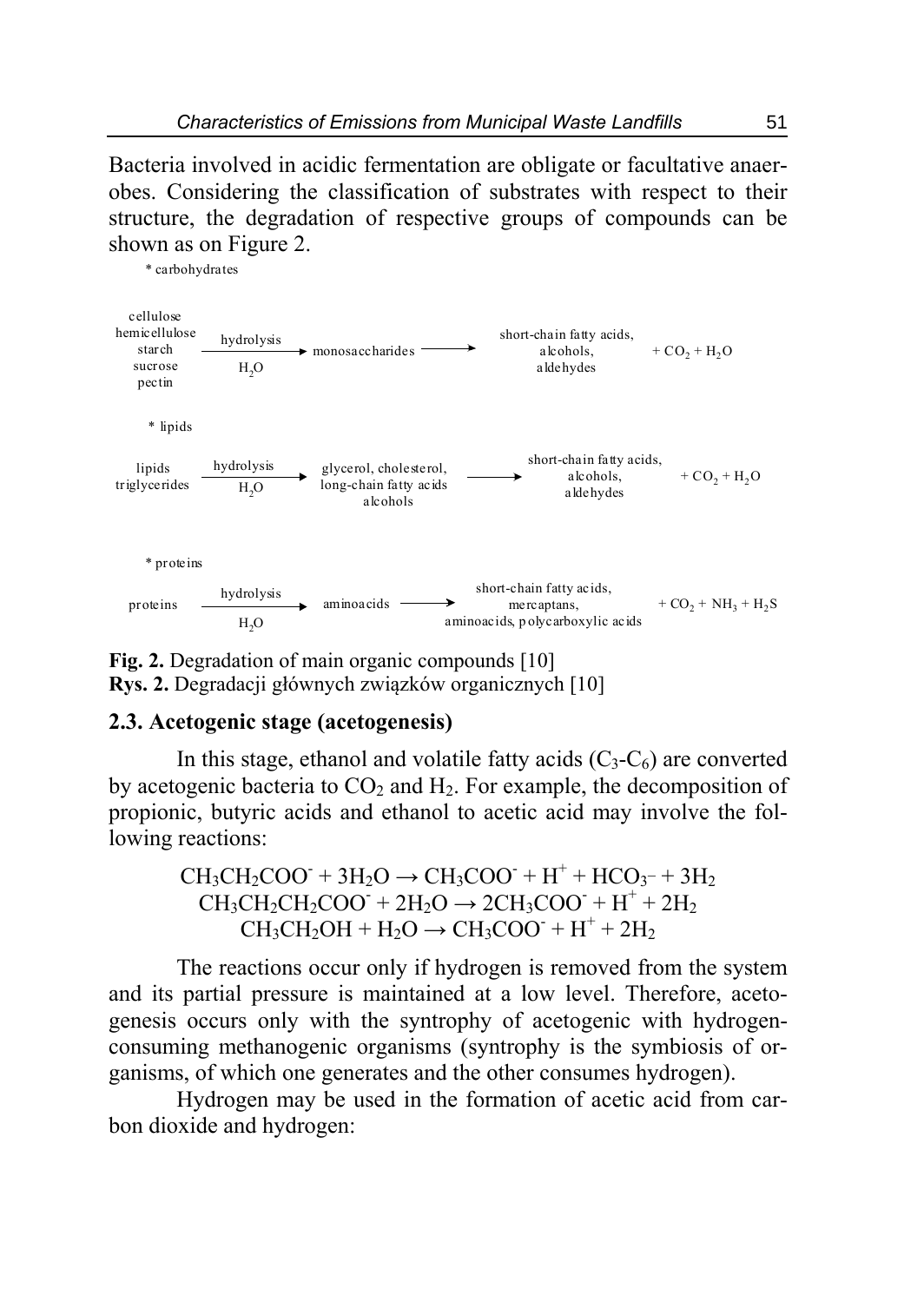Bacteria involved in acidic fermentation are obligate or facultative anaerobes. Considering the classification of substrates with respect to their structure, the degradation of respective groups of compounds can be shown as on Figure 2.

\* carbohydrates

cellulose, hemicellulose, starch, sucrose, pectin —hydrolysis ($H_2O$)→ monosaccharides → short-chain fatty acids, alcohols, aldehydes $+ CO_2 + H_2O$

\* lipids

lipids, triglycerides —hydrolysis ($H_2O$)→ glycerol, cholesterol, long-chain fatty acids, alcohols → short-chain fatty acids, alcohols, aldehydes $+ CO_2 + H_2O$

\* proteins

proteins —hydrolysis ($H_2O$)→ aminoacids → short-chain fatty acids, mercaptans, aminoacids, polycarboxylic acids $+ CO_2 + NH_3 + H_2S$

**Fig. 2.** Degradation of main organic compounds [10]
**Rys. 2.** Degradacji głównych związków organicznych [10]

### 2.3. Acetogenic stage (acetogenesis)

In this stage, ethanol and volatile fatty acids ($C_3$-$C_6$) are converted by acetogenic bacteria to $CO_2$ and $H_2$. For example, the decomposition of propionic, butyric acids and ethanol to acetic acid may involve the following reactions:

$$CH_3CH_2COO^- + 3H_2O \rightarrow CH_3COO^- + H^+ + HCO_3^- + 3H_2$$
$$CH_3CH_2CH_2COO^- + 2H_2O \rightarrow 2CH_3COO^- + H^+ + 2H_2$$
$$CH_3CH_2OH + H_2O \rightarrow CH_3COO^- + H^+ + 2H_2$$

The reactions occur only if hydrogen is removed from the system and its partial pressure is maintained at a low level. Therefore, acetogenesis occurs only with the syntrophy of acetogenic with hydrogen-consuming methanogenic organisms (syntrophy is the symbiosis of organisms, of which one generates and the other consumes hydrogen).

Hydrogen may be used in the formation of acetic acid from carbon dioxide and hydrogen: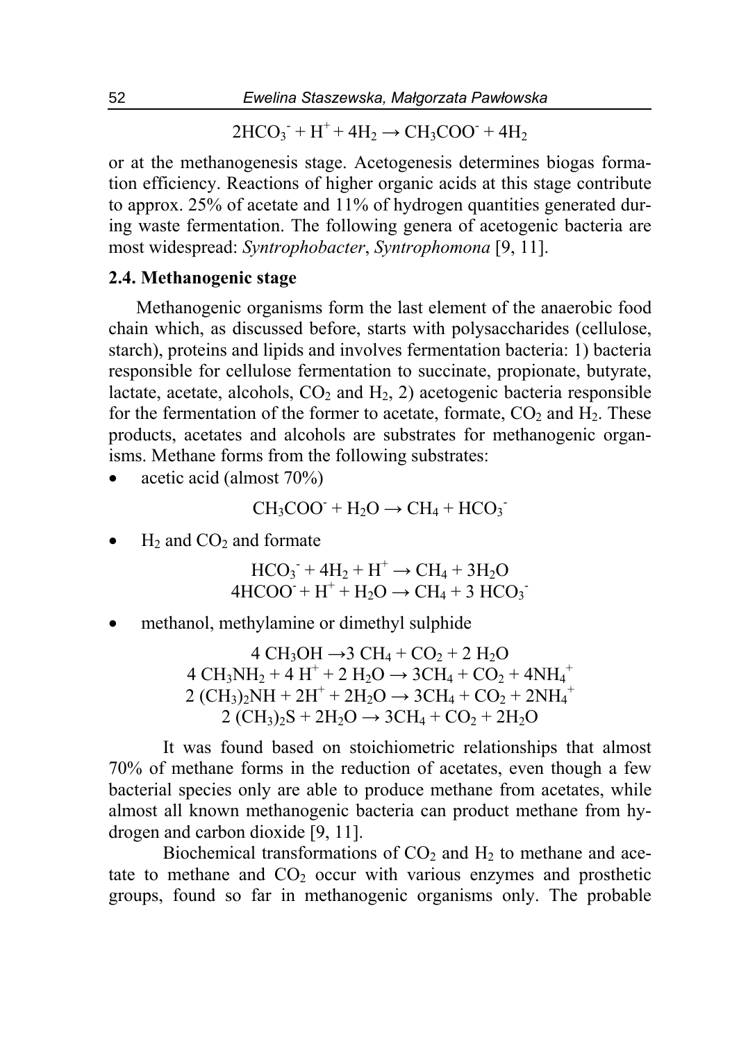$$2HCO_3^- + H^+ + 4H_2 \rightarrow CH_3COO^- + 4H_2$$

or at the methanogenesis stage. Acetogenesis determines biogas formation efficiency. Reactions of higher organic acids at this stage contribute to approx. 25% of acetate and 11% of hydrogen quantities generated during waste fermentation. The following genera of acetogenic bacteria are most widespread: *Syntrophobacter*, *Syntrophomona* [9, 11].

### 2.4. Methanogenic stage

Methanogenic organisms form the last element of the anaerobic food chain which, as discussed before, starts with polysaccharides (cellulose, starch), proteins and lipids and involves fermentation bacteria: 1) bacteria responsible for cellulose fermentation to succinate, propionate, butyrate, lactate, acetate, alcohols, $CO_2$ and $H_2$, 2) acetogenic bacteria responsible for the fermentation of the former to acetate, formate, $CO_2$ and $H_2$. These products, acetates and alcohols are substrates for methanogenic organisms. Methane forms from the following substrates:

- acetic acid (almost 70%)

$$CH_3COO^- + H_2O \rightarrow CH_4 + HCO_3^-$$

- $H_2$ and $CO_2$ and formate

$$HCO_3^- + 4H_2 + H^+ \rightarrow CH_4 + 3H_2O$$
$$4HCOO^- + H^+ + H_2O \rightarrow CH_4 + 3\ HCO_3^-$$

- methanol, methylamine or dimethyl sulphide

$$4\ CH_3OH \rightarrow 3\ CH_4 + CO_2 + 2\ H_2O$$
$$4\ CH_3NH_2 + 4\ H^+ + 2\ H_2O \rightarrow 3CH_4 + CO_2 + 4NH_4^+$$
$$2\ (CH_3)_2NH + 2H^+ + 2H_2O \rightarrow 3CH_4 + CO_2 + 2NH_4^+$$
$$2\ (CH_3)_2S + 2H_2O \rightarrow 3CH_4 + CO_2 + 2H_2O$$

It was found based on stoichiometric relationships that almost 70% of methane forms in the reduction of acetates, even though a few bacterial species only are able to produce methane from acetates, while almost all known methanogenic bacteria can product methane from hydrogen and carbon dioxide [9, 11].

Biochemical transformations of $CO_2$ and $H_2$ to methane and acetate to methane and $CO_2$ occur with various enzymes and prosthetic groups, found so far in methanogenic organisms only. The probable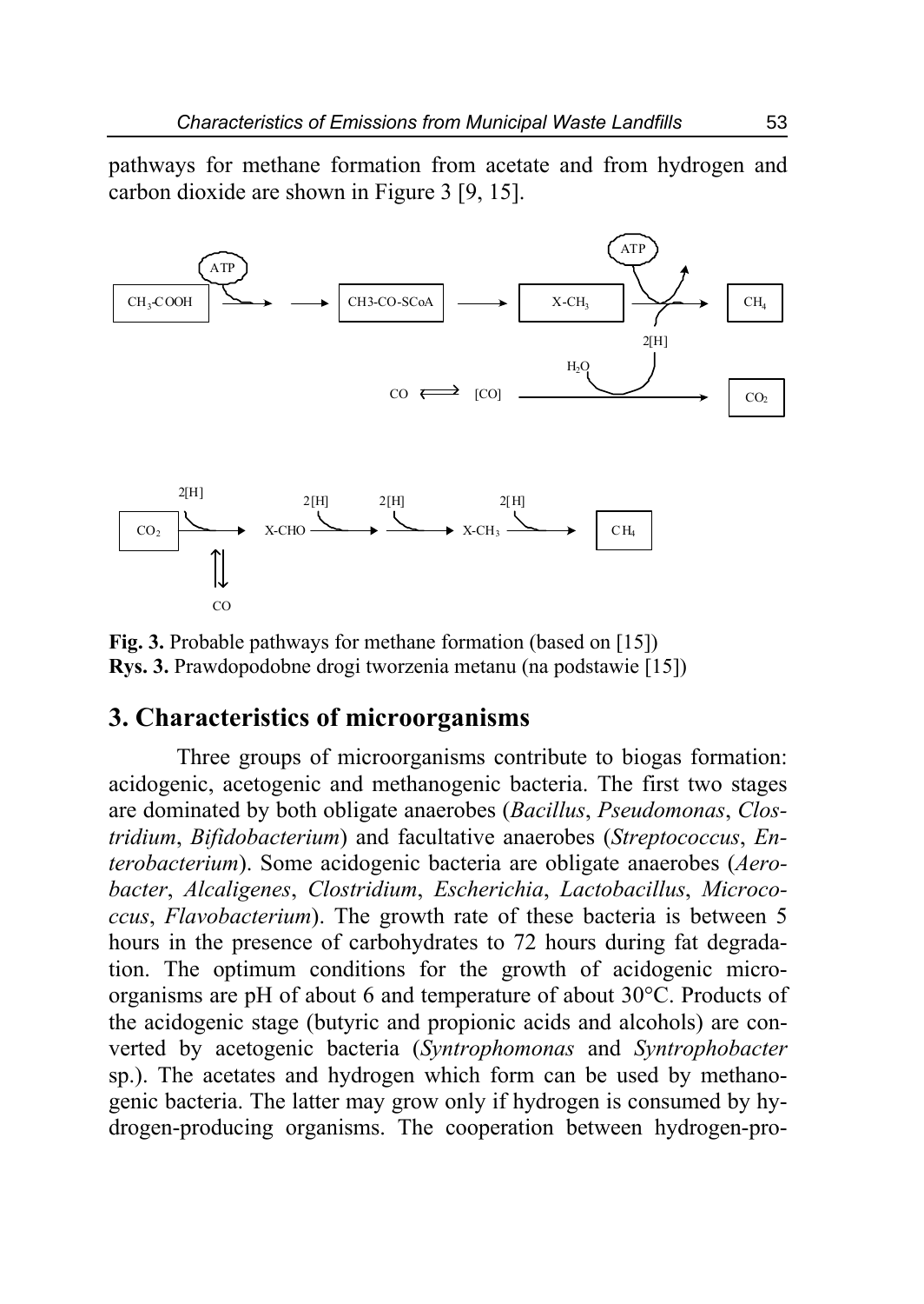pathways for methane formation from acetate and from hydrogen and carbon dioxide are shown in Figure 3 [9, 15].

**Fig. 3.** Probable pathways for methane formation (based on [15])
**Rys. 3.** Prawdopodobne drogi tworzenia metanu (na podstawie [15])

## 3. Characteristics of microorganisms

Three groups of microorganisms contribute to biogas formation: acidogenic, acetogenic and methanogenic bacteria. The first two stages are dominated by both obligate anaerobes (*Bacillus*, *Pseudomonas*, *Clostridium*, *Bifidobacterium*) and facultative anaerobes (*Streptococcus*, *Enterobacterium*). Some acidogenic bacteria are obligate anaerobes (*Aerobacter*, *Alcaligenes*, *Clostridium*, *Escherichia*, *Lactobacillus*, *Micrococcus*, *Flavobacterium*). The growth rate of these bacteria is between 5 hours in the presence of carbohydrates to 72 hours during fat degradation. The optimum conditions for the growth of acidogenic microorganisms are pH of about 6 and temperature of about 30°C. Products of the acidogenic stage (butyric and propionic acids and alcohols) are converted by acetogenic bacteria (*Syntrophomonas* and *Syntrophobacter* sp.). The acetates and hydrogen which form can be used by methanogenic bacteria. The latter may grow only if hydrogen is consumed by hydrogen-producing organisms. The cooperation between hydrogen-pro-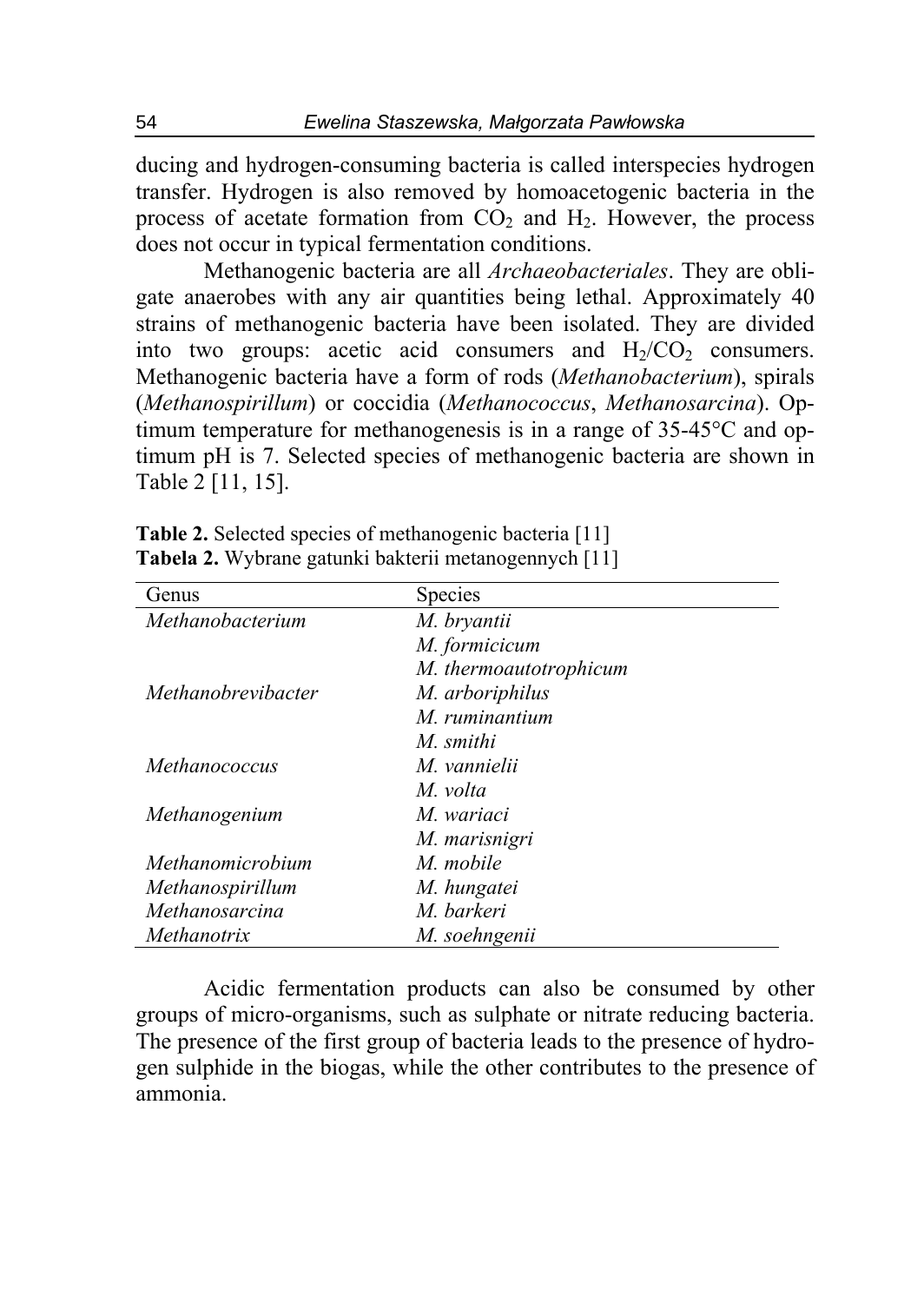ducing and hydrogen-consuming bacteria is called interspecies hydrogen transfer. Hydrogen is also removed by homoacetogenic bacteria in the process of acetate formation from $CO_2$ and $H_2$. However, the process does not occur in typical fermentation conditions.

Methanogenic bacteria are all *Archaeobacteriales*. They are obligate anaerobes with any air quantities being lethal. Approximately 40 strains of methanogenic bacteria have been isolated. They are divided into two groups: acetic acid consumers and $H_2/CO_2$ consumers. Methanogenic bacteria have a form of rods (*Methanobacterium*), spirals (*Methanospirillum*) or coccidia (*Methanococcus*, *Methanosarcina*). Optimum temperature for methanogenesis is in a range of 35-45°C and optimum pH is 7. Selected species of methanogenic bacteria are shown in Table 2 [11, 15].

**Table 2.** Selected species of methanogenic bacteria [11]
**Tabela 2.** Wybrane gatunki bakterii metanogennych [11]

| Genus | Species |
|---|---|
| *Methanobacterium* | *M. bryantii* |
| | *M. formicicum* |
| | *M. thermoautotrophicum* |
| *Methanobrevibacter* | *M. arboriphilus* |
| | *M. ruminantium* |
| | *M. smithi* |
| *Methanococcus* | *M. vannielii* |
| | *M. volta* |
| *Methanogenium* | *M. wariaci* |
| | *M. marisnigri* |
| *Methanomicrobium* | *M. mobile* |
| *Methanospirillum* | *M. hungatei* |
| *Methanosarcina* | *M. barkeri* |
| *Methanotrix* | *M. soehngenii* |

Acidic fermentation products can also be consumed by other groups of micro-organisms, such as sulphate or nitrate reducing bacteria. The presence of the first group of bacteria leads to the presence of hydrogen sulphide in the biogas, while the other contributes to the presence of ammonia.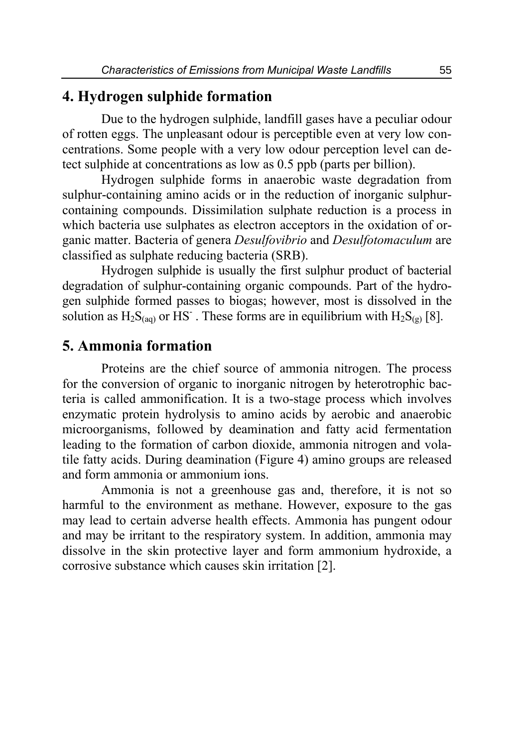## 4. Hydrogen sulphide formation

Due to the hydrogen sulphide, landfill gases have a peculiar odour of rotten eggs. The unpleasant odour is perceptible even at very low concentrations. Some people with a very low odour perception level can detect sulphide at concentrations as low as 0.5 ppb (parts per billion).

Hydrogen sulphide forms in anaerobic waste degradation from sulphur-containing amino acids or in the reduction of inorganic sulphur-containing compounds. Dissimilation sulphate reduction is a process in which bacteria use sulphates as electron acceptors in the oxidation of organic matter. Bacteria of genera *Desulfovibrio* and *Desulfotomaculum* are classified as sulphate reducing bacteria (SRB).

Hydrogen sulphide is usually the first sulphur product of bacterial degradation of sulphur-containing organic compounds. Part of the hydrogen sulphide formed passes to biogas; however, most is dissolved in the solution as $H_2S_{(aq)}$ or $HS^-$. These forms are in equilibrium with $H_2S_{(g)}$ [8].

## 5. Ammonia formation

Proteins are the chief source of ammonia nitrogen. The process for the conversion of organic to inorganic nitrogen by heterotrophic bacteria is called ammonification. It is a two-stage process which involves enzymatic protein hydrolysis to amino acids by aerobic and anaerobic microorganisms, followed by deamination and fatty acid fermentation leading to the formation of carbon dioxide, ammonia nitrogen and volatile fatty acids. During deamination (Figure 4) amino groups are released and form ammonia or ammonium ions.

Ammonia is not a greenhouse gas and, therefore, it is not so harmful to the environment as methane. However, exposure to the gas may lead to certain adverse health effects. Ammonia has pungent odour and may be irritant to the respiratory system. In addition, ammonia may dissolve in the skin protective layer and form ammonium hydroxide, a corrosive substance which causes skin irritation [2].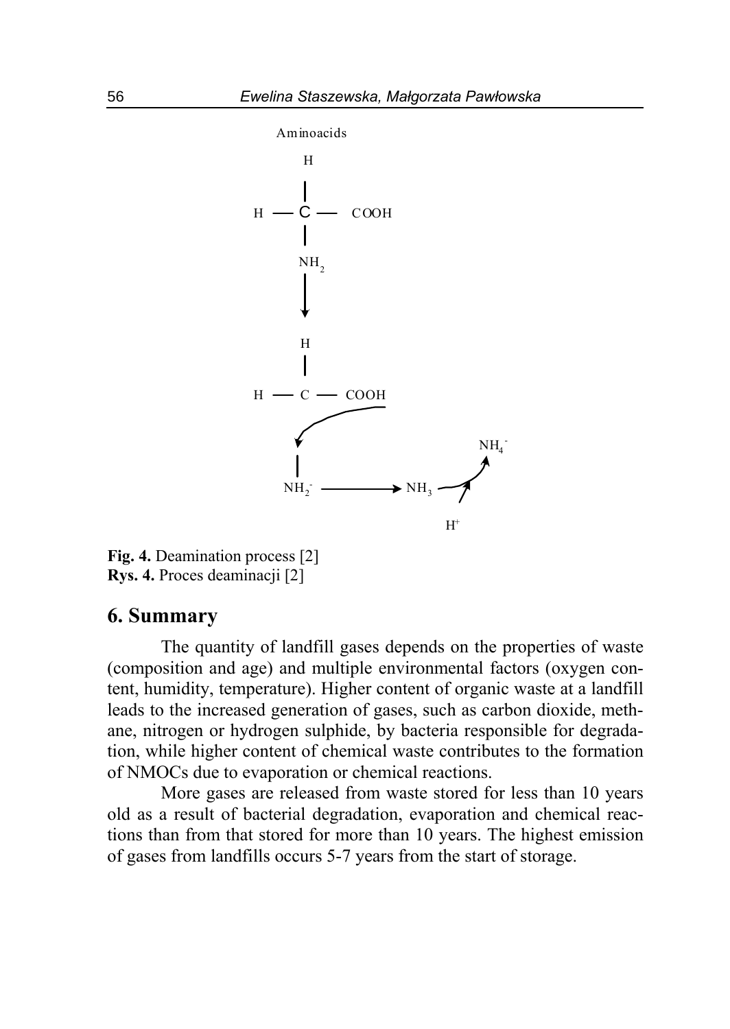Aminoacids

Fig. 4. Deamination process [2]

**Fig. 4.** Deamination process [2]
**Rys. 4.** Proces deaminacji [2]

## 6. Summary

The quantity of landfill gases depends on the properties of waste (composition and age) and multiple environmental factors (oxygen content, humidity, temperature). Higher content of organic waste at a landfill leads to the increased generation of gases, such as carbon dioxide, methane, nitrogen or hydrogen sulphide, by bacteria responsible for degradation, while higher content of chemical waste contributes to the formation of NMOCs due to evaporation or chemical reactions.

More gases are released from waste stored for less than 10 years old as a result of bacterial degradation, evaporation and chemical reactions than from that stored for more than 10 years. The highest emission of gases from landfills occurs 5-7 years from the start of storage.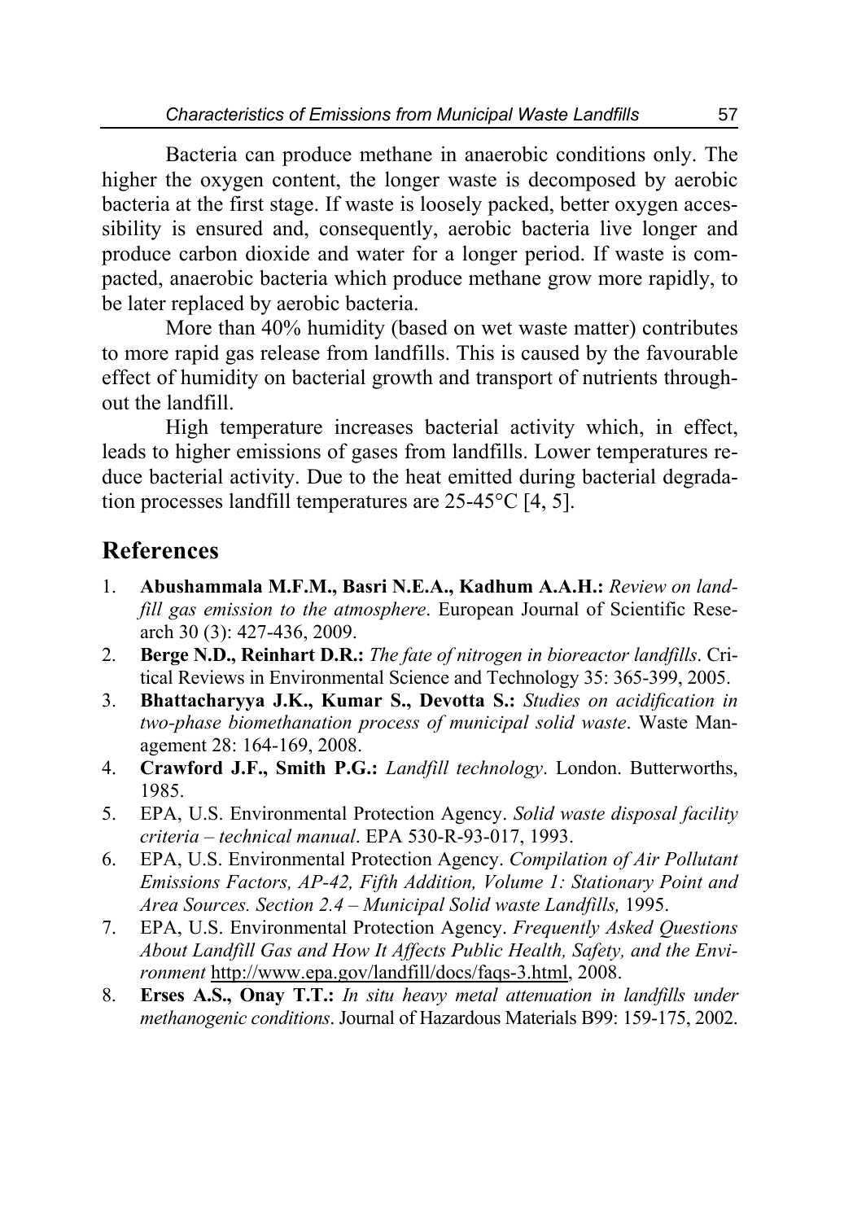Bacteria can produce methane in anaerobic conditions only. The higher the oxygen content, the longer waste is decomposed by aerobic bacteria at the first stage. If waste is loosely packed, better oxygen accessibility is ensured and, consequently, aerobic bacteria live longer and produce carbon dioxide and water for a longer period. If waste is compacted, anaerobic bacteria which produce methane grow more rapidly, to be later replaced by aerobic bacteria.

More than 40% humidity (based on wet waste matter) contributes to more rapid gas release from landfills. This is caused by the favourable effect of humidity on bacterial growth and transport of nutrients throughout the landfill.

High temperature increases bacterial activity which, in effect, leads to higher emissions of gases from landfills. Lower temperatures reduce bacterial activity. Due to the heat emitted during bacterial degradation processes landfill temperatures are 25-45°C [4, 5].

## References

1. **Abushammala M.F.M., Basri N.E.A., Kadhum A.A.H.:** *Review on landfill gas emission to the atmosphere*. European Journal of Scientific Research 30 (3): 427-436, 2009.
2. **Berge N.D., Reinhart D.R.:** *The fate of nitrogen in bioreactor landfills*. Critical Reviews in Environmental Science and Technology 35: 365-399, 2005.
3. **Bhattacharyya J.K., Kumar S., Devotta S.:** *Studies on acidification in two-phase biomethanation process of municipal solid waste*. Waste Management 28: 164-169, 2008.
4. **Crawford J.F., Smith P.G.:** *Landfill technology*. London. Butterworths, 1985.
5. EPA, U.S. Environmental Protection Agency. *Solid waste disposal facility criteria – technical manual*. EPA 530-R-93-017, 1993.
6. EPA, U.S. Environmental Protection Agency. *Compilation of Air Pollutant Emissions Factors, AP-42, Fifth Addition, Volume 1: Stationary Point and Area Sources. Section 2.4 – Municipal Solid waste Landfills,* 1995.
7. EPA, U.S. Environmental Protection Agency. *Frequently Asked Questions About Landfill Gas and How It Affects Public Health, Safety, and the Environment* http://www.epa.gov/landfill/docs/faqs-3.html, 2008.
8. **Erses A.S., Onay T.T.:** *In situ heavy metal attenuation in landfills under methanogenic conditions*. Journal of Hazardous Materials B99: 159-175, 2002.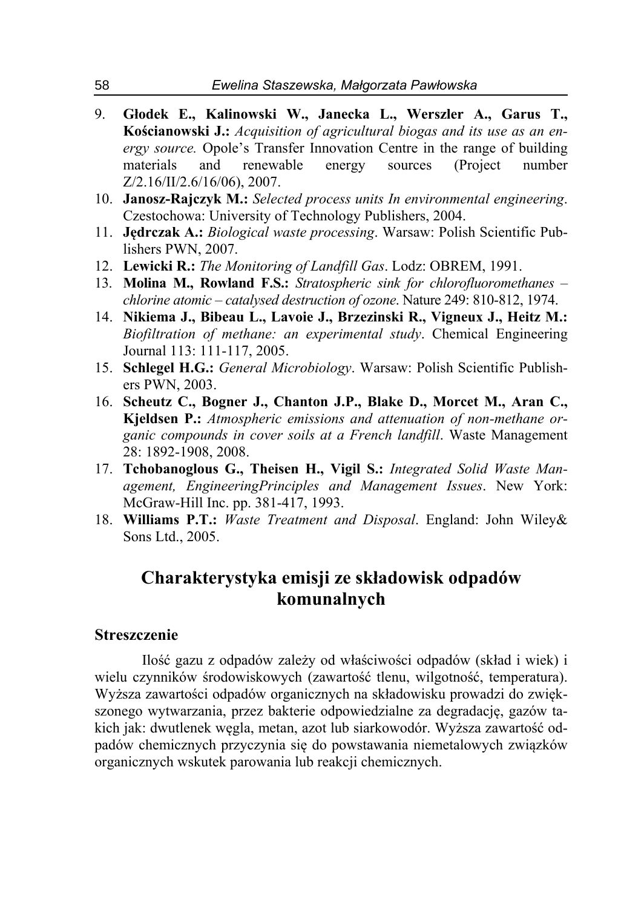9. **Głodek E., Kalinowski W., Janecka L., Werszler A., Garus T., Kościanowski J.:** *Acquisition of agricultural biogas and its use as an energy source.* Opole's Transfer Innovation Centre in the range of building materials and renewable energy sources (Project number Z/2.16/II/2.6/16/06), 2007.
10. **Janosz-Rajczyk M.:** *Selected process units In environmental engineering*. Czestochowa: University of Technology Publishers, 2004.
11. **Jędrczak A.:** *Biological waste processing*. Warsaw: Polish Scientific Publishers PWN, 2007.
12. **Lewicki R.:** *The Monitoring of Landfill Gas*. Lodz: OBREM, 1991.
13. **Molina M., Rowland F.S.:** *Stratospheric sink for chlorofluoromethanes – chlorine atomic – catalysed destruction of ozone*. Nature 249: 810-812, 1974.
14. **Nikiema J., Bibeau L., Lavoie J., Brzezinski R., Vigneux J., Heitz M.:** *Biofiltration of methane: an experimental study*. Chemical Engineering Journal 113: 111-117, 2005.
15. **Schlegel H.G.:** *General Microbiology*. Warsaw: Polish Scientific Publishers PWN, 2003.
16. **Scheutz C., Bogner J., Chanton J.P., Blake D., Morcet M., Aran C., Kjeldsen P.:** *Atmospheric emissions and attenuation of non-methane organic compounds in cover soils at a French landfill*. Waste Management 28: 1892-1908, 2008.
17. **Tchobanoglous G., Theisen H., Vigil S.:** *Integrated Solid Waste Management, EngineeringPrinciples and Management Issues*. New York: McGraw-Hill Inc. pp. 381-417, 1993.
18. **Williams P.T.:** *Waste Treatment and Disposal*. England: John Wiley& Sons Ltd., 2005.

# Charakterystyka emisji ze składowisk odpadów komunalnych

## Streszczenie

Ilość gazu z odpadów zależy od właściwości odpadów (skład i wiek) i wielu czynników środowiskowych (zawartość tlenu, wilgotność, temperatura). Wyższa zawartości odpadów organicznych na składowisku prowadzi do zwiększonego wytwarzania, przez bakterie odpowiedzialne za degradację, gazów takich jak: dwutlenek węgla, metan, azot lub siarkowodór. Wyższa zawartość odpadów chemicznych przyczynia się do powstawania niemetalowych związków organicznych wskutek parowania lub reakcji chemicznych.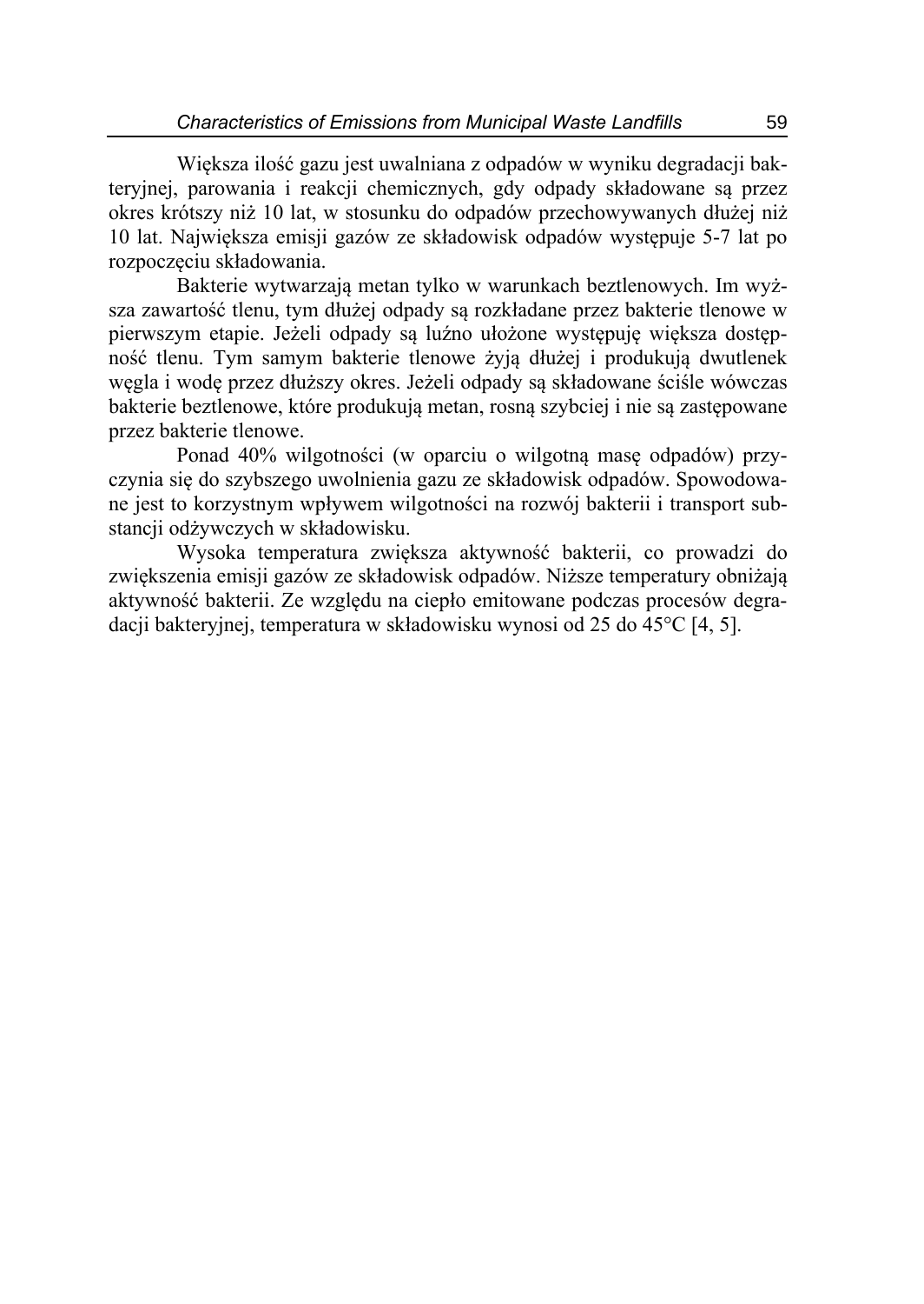Większa ilość gazu jest uwalniana z odpadów w wyniku degradacji bakteryjnej, parowania i reakcji chemicznych, gdy odpady składowane są przez okres krótszy niż 10 lat, w stosunku do odpadów przechowywanych dłużej niż 10 lat. Największa emisji gazów ze składowisk odpadów występuje 5-7 lat po rozpoczęciu składowania.

Bakterie wytwarzają metan tylko w warunkach beztlenowych. Im wyższa zawartość tlenu, tym dłużej odpady są rozkładane przez bakterie tlenowe w pierwszym etapie. Jeżeli odpady są luźno ułożone występuję większa dostępność tlenu. Tym samym bakterie tlenowe żyją dłużej i produkują dwutlenek węgla i wodę przez dłuższy okres. Jeżeli odpady są składowane ściśle wówczas bakterie beztlenowe, które produkują metan, rosną szybciej i nie są zastępowane przez bakterie tlenowe.

Ponad 40% wilgotności (w oparciu o wilgotną masę odpadów) przyczynia się do szybszego uwolnienia gazu ze składowisk odpadów. Spowodowane jest to korzystnym wpływem wilgotności na rozwój bakterii i transport substancji odżywczych w składowisku.

Wysoka temperatura zwiększa aktywność bakterii, co prowadzi do zwiększenia emisji gazów ze składowisk odpadów. Niższe temperatury obniżają aktywność bakterii. Ze względu na ciepło emitowane podczas procesów degradacji bakteryjnej, temperatura w składowisku wynosi od 25 do 45°C [4, 5].